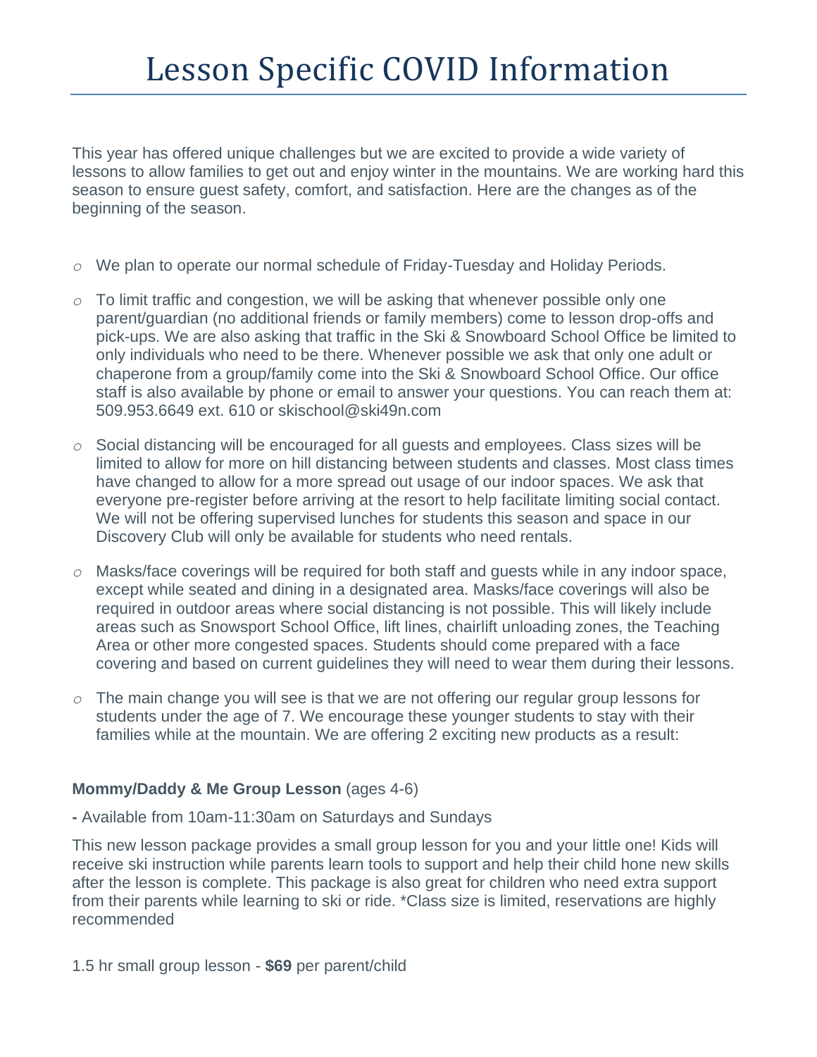# Lesson Specific COVID Information

This year has offered unique challenges but we are excited to provide a wide variety of lessons to allow families to get out and enjoy winter in the mountains. We are working hard this season to ensure guest safety, comfort, and satisfaction. Here are the changes as of the beginning of the season.

- We plan to operate our normal schedule of Friday-Tuesday and Holiday Periods.
- To limit traffic and congestion, we will be asking that whenever possible only one parent/guardian (no additional friends or family members) come to lesson drop-offs and pick-ups. We are also asking that traffic in the Ski & Snowboard School Office be limited to only individuals who need to be there. Whenever possible we ask that only one adult or chaperone from a group/family come into the Ski & Snowboard School Office. Our office staff is also available by phone or email to answer your questions. You can reach them at: 509.953.6649 ext. 610 or skischool@ski49n.com
- Social distancing will be encouraged for all guests and employees. Class sizes will be limited to allow for more on hill distancing between students and classes. Most class times have changed to allow for a more spread out usage of our indoor spaces. We ask that everyone pre-register before arriving at the resort to help facilitate limiting social contact. We will not be offering supervised lunches for students this season and space in our Discovery Club will only be available for students who need rentals.
- Masks/face coverings will be required for both staff and guests while in any indoor space, except while seated and dining in a designated area. Masks/face coverings will also be required in outdoor areas where social distancing is not possible. This will likely include areas such as Snowsport School Office, lift lines, chairlift unloading zones, the Teaching Area or other more congested spaces. Students should come prepared with a face covering and based on current guidelines they will need to wear them during their lessons.
- The main change you will see is that we are not offering our regular group lessons for students under the age of 7. We encourage these younger students to stay with their families while at the mountain. We are offering 2 exciting new products as a result:

**Mommy/Daddy & Me Group Lesson** (ages 4-6)

**-** Available from 10am-11:30am on Saturdays and Sundays

This new lesson package provides a small group lesson for you and your little one! Kids will receive ski instruction while parents learn tools to support and help their child hone new skills after the lesson is complete. This package is also great for children who need extra support from their parents while learning to ski or ride. *Class size is limited, reservations are highly recommended

1.5 hr small group lesson - **$69** per parent/child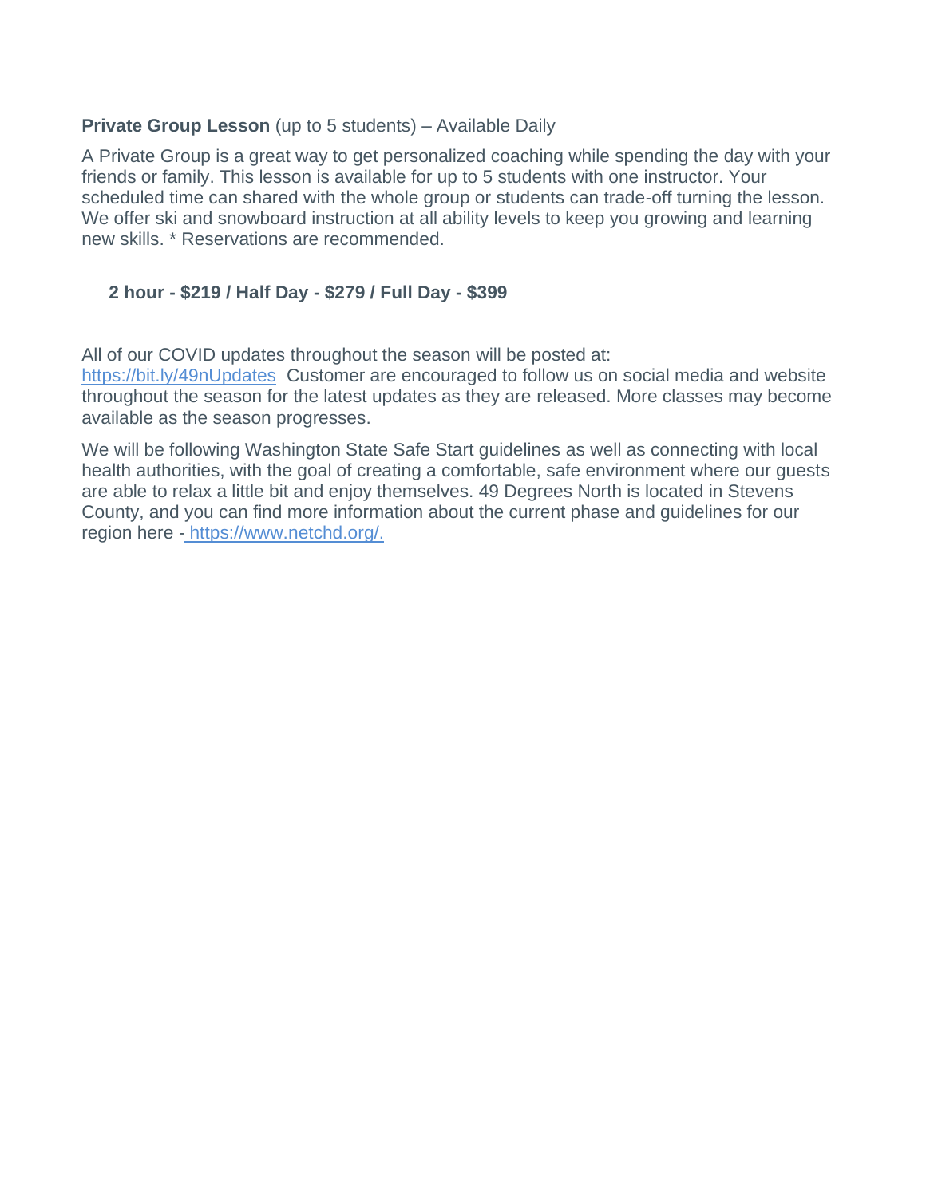**Private Group Lesson** (up to 5 students) – Available Daily

A Private Group is a great way to get personalized coaching while spending the day with your friends or family. This lesson is available for up to 5 students with one instructor. Your scheduled time can shared with the whole group or students can trade-off turning the lesson. We offer ski and snowboard instruction at all ability levels to keep you growing and learning new skills. * Reservations are recommended.

**2 hour - $219 / Half Day - $279 / Full Day - $399**

All of our COVID updates throughout the season will be posted at: https://bit.ly/49nUpdates Customer are encouraged to follow us on social media and website throughout the season for the latest updates as they are released. More classes may become available as the season progresses.

We will be following Washington State Safe Start guidelines as well as connecting with local health authorities, with the goal of creating a comfortable, safe environment where our guests are able to relax a little bit and enjoy themselves. 49 Degrees North is located in Stevens County, and you can find more information about the current phase and guidelines for our region here - https://www.netchd.org/.